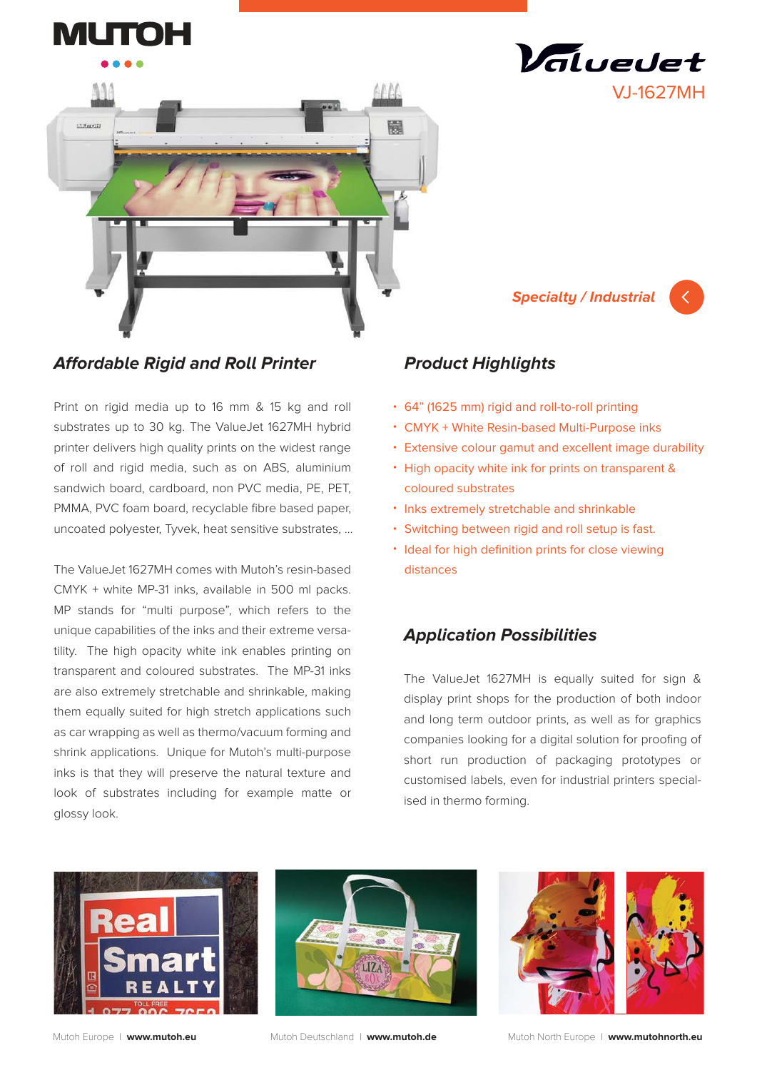# ValueJet VJ-1627MH

*Specialty / Industrial*

## Affordable Rigid and Roll Printer

Print on rigid media up to 16 mm & 15 kg and roll substrates up to 30 kg. The ValueJet 1627MH hybrid printer delivers high quality prints on the widest range of roll and rigid media, such as on ABS, aluminium sandwich board, cardboard, non PVC media, PE, PET, PMMA, PVC foam board, recyclable fibre based paper, uncoated polyester, Tyvek, heat sensitive substrates, ...

The ValueJet 1627MH comes with Mutoh's resin-based CMYK + white MP-31 inks, available in 500 ml packs. MP stands for "multi purpose", which refers to the unique capabilities of the inks and their extreme versatility. The high opacity white ink enables printing on transparent and coloured substrates. The MP-31 inks are also extremely stretchable and shrinkable, making them equally suited for high stretch applications such as car wrapping as well as thermo/vacuum forming and shrink applications. Unique for Mutoh's multi-purpose inks is that they will preserve the natural texture and look of substrates including for example matte or glossy look.

## Product Highlights

- 64" (1625 mm) rigid and roll-to-roll printing
- CMYK + White Resin-based Multi-Purpose inks
- Extensive colour gamut and excellent image durability
- High opacity white ink for prints on transparent & coloured substrates
- Inks extremely stretchable and shrinkable
- Switching between rigid and roll setup is fast.
- Ideal for high definition prints for close viewing distances

## Application Possibilities

The ValueJet 1627MH is equally suited for sign & display print shops for the production of both indoor and long term outdoor prints, as well as for graphics companies looking for a digital solution for proofing of short run production of packaging prototypes or customised labels, even for industrial printers specialised in thermo forming.

Mutoh Europe | **www.mutoh.eu** Mutoh Deutschland | **www.mutoh.de** Mutoh North Europe | **www.mutohnorth.eu**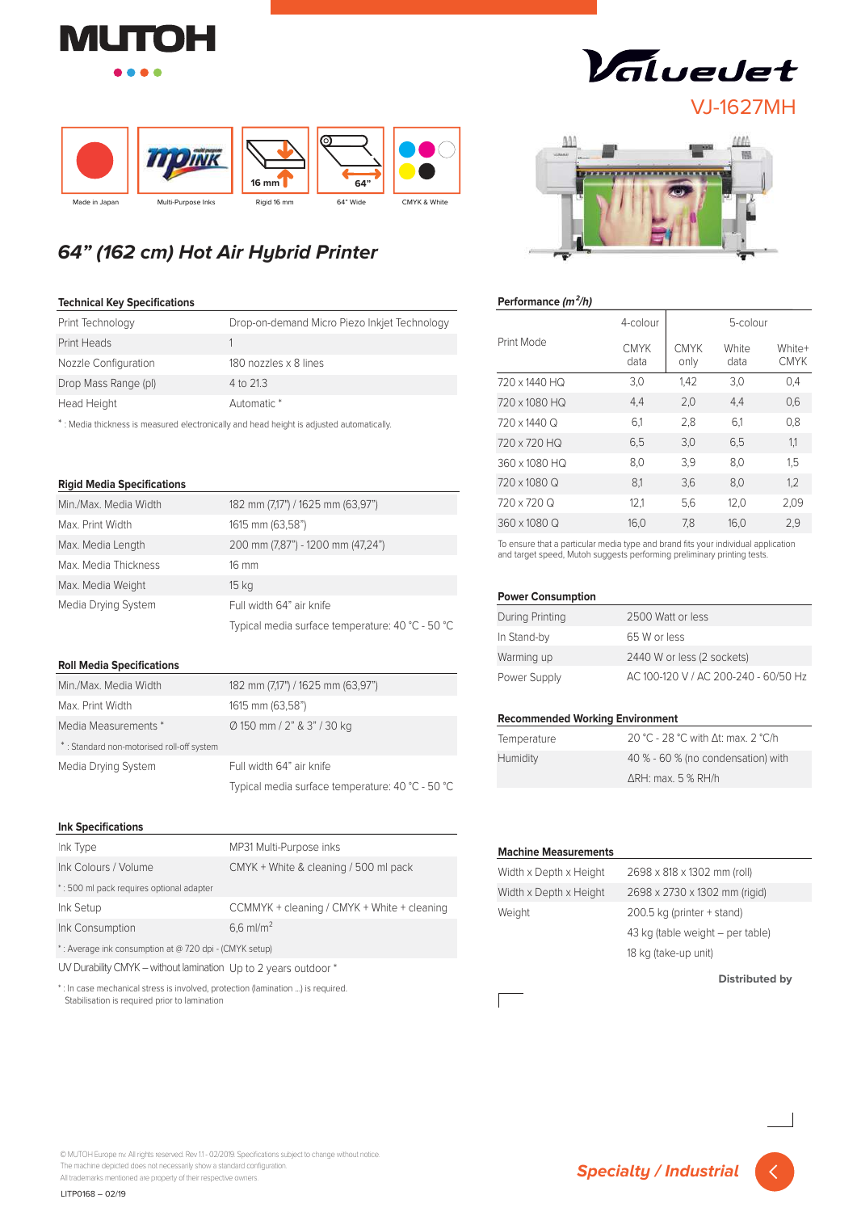# MUTOH

# ValueJet

## VJ-1627MH

Made in Japan | Multi-Purpose Inks | Rigid 16 mm | 64" Wide | CMYK & White

## *64" (162 cm) Hot Air Hybrid Printer*

### Technical Key Specifications

| | |
|---|---|
| Print Technology | Drop-on-demand Micro Piezo Inkjet Technology |
| Print Heads | 1 |
| Nozzle Configuration | 180 nozzles x 8 lines |
| Drop Mass Range (pl) | 4 to 21.3 |
| Head Height | Automatic * |

* : Media thickness is measured electronically and head height is adjusted automatically.

### Rigid Media Specifications

| | |
|---|---|
| Min./Max. Media Width | 182 mm (7,17") / 1625 mm (63,97") |
| Max. Print Width | 1615 mm (63,58") |
| Max. Media Length | 200 mm (7,87") - 1200 mm (47,24") |
| Max. Media Thickness | 16 mm |
| Max. Media Weight | 15 kg |
| Media Drying System | Full width 64" air knife |
| | Typical media surface temperature: 40 °C - 50 °C |

### Roll Media Specifications

| | |
|---|---|
| Min./Max. Media Width | 182 mm (7,17") / 1625 mm (63,97") |
| Max. Print Width | 1615 mm (63,58") |
| Media Measurements * | Ø 150 mm / 2" & 3" / 30 kg |
| * : Standard non-motorised roll-off system | |
| Media Drying System | Full width 64" air knife |
| | Typical media surface temperature: 40 °C - 50 °C |

### Ink Specifications

| | |
|---|---|
| Ink Type | MP31 Multi-Purpose inks |
| Ink Colours / Volume | CMYK + White & cleaning / 500 ml pack |
| * : 500 ml pack requires optional adapter | |
| Ink Setup | CCMMYK + cleaning / CMYK + White + cleaning |
| Ink Consumption | 6,6 ml/m$^2$ |
| * : Average ink consumption at @ 720 dpi - (CMYK setup) | |
| UV Durability CMYK – without lamination | Up to 2 years outdoor * |

* : In case mechanical stress is involved, protection (lamination ...) is required. Stabilisation is required prior to lamination

### Performance ($m^2$/h)

| Print Mode | 4-colour | 5-colour | | |
|---|---|---|---|---|
| | CMYK data | CMYK only | White data | White+ CMYK |
| 720 x 1440 HQ | 3,0 | 1,42 | 3,0 | 0,4 |
| 720 x 1080 HQ | 4,4 | 2,0 | 4,4 | 0,6 |
| 720 x 1440 Q | 6,1 | 2,8 | 6,1 | 0,8 |
| 720 x 720 HQ | 6,5 | 3,0 | 6,5 | 1,1 |
| 360 x 1080 HQ | 8,0 | 3,9 | 8,0 | 1,5 |
| 720 x 1080 Q | 8,1 | 3,6 | 8,0 | 1,2 |
| 720 x 720 Q | 12,1 | 5,6 | 12,0 | 2,09 |
| 360 x 1080 Q | 16,0 | 7,8 | 16,0 | 2,9 |

To ensure that a particular media type and brand fits your individual application and target speed, Mutoh suggests performing preliminary printing tests.

### Power Consumption

| | |
|---|---|
| During Printing | 2500 Watt or less |
| In Stand-by | 65 W or less |
| Warming up | 2440 W or less (2 sockets) |
| Power Supply | AC 100-120 V / AC 200-240 - 60/50 Hz |

### Recommended Working Environment

| | |
|---|---|
| Temperature | 20 °C - 28 °C with Δt: max. 2 °C/h |
| Humidity | 40 % - 60 % (no condensation) with ΔRH: max. 5 % RH/h |

### Machine Measurements

| | |
|---|---|
| Width x Depth x Height | 2698 x 818 x 1302 mm (roll) |
| Width x Depth x Height | 2698 x 2730 x 1302 mm (rigid) |
| Weight | 200.5 kg (printer + stand) |
| | 43 kg (table weight – per table) |
| | 18 kg (take-up unit) |

**Distributed by**

© MUTOH Europe nv. All rights reserved. Rev 1.1 - 02/2019. Specifications subject to change without notice.
The machine depicted does not necessarily show a standard configuration.
All trademarks mentioned are property of their respective owners.

LITP0168 – 02/19

***Specialty / Industrial***